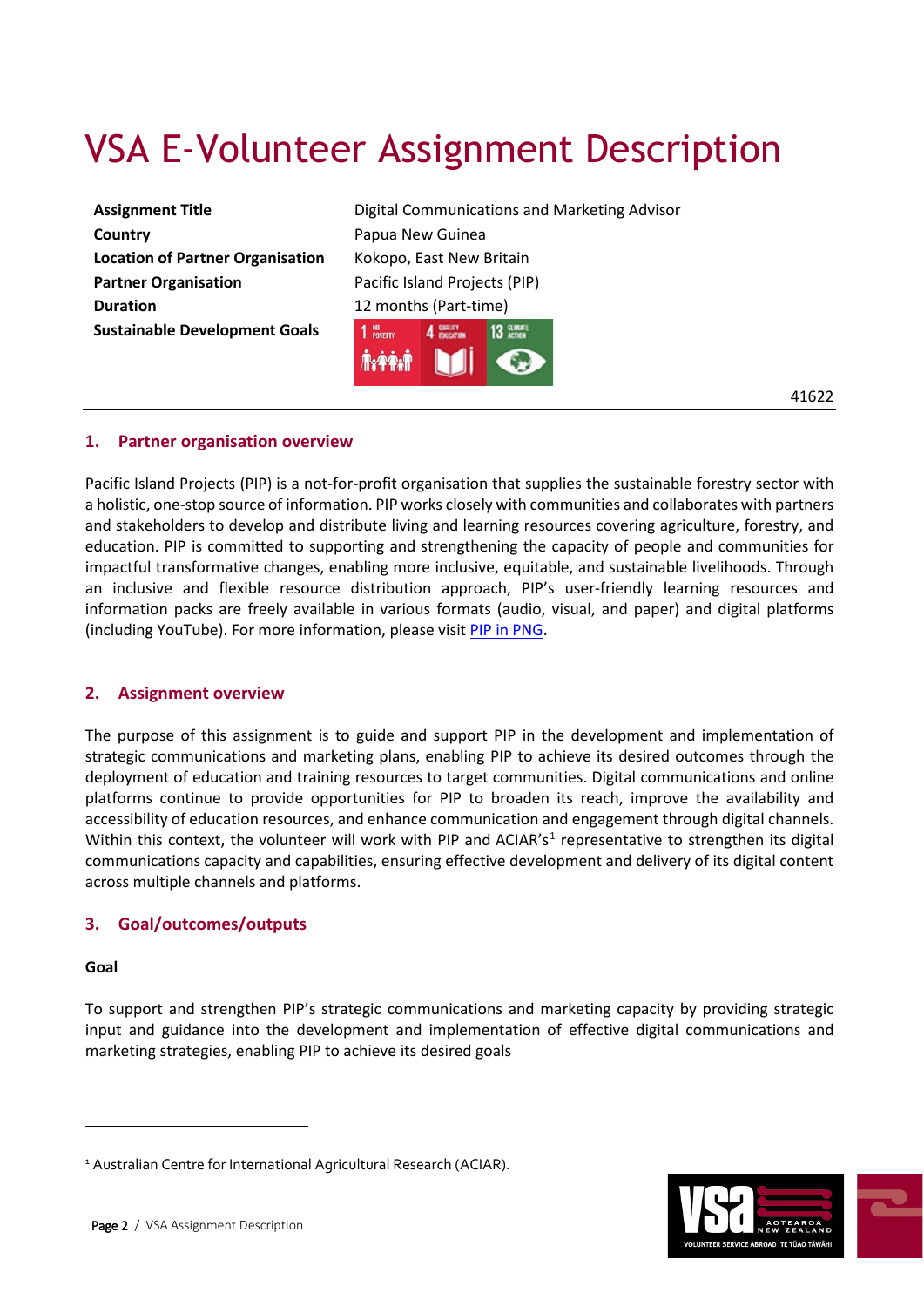# VSA E-Volunteer Assignment Description

| | |
|---|---|
| **Assignment Title** | Digital Communications and Marketing Advisor |
| **Country** | Papua New Guinea |
| **Location of Partner Organisation** | Kokopo, East New Britain |
| **Partner Organisation** | Pacific Island Projects (PIP) |
| **Duration** | 12 months (Part-time) |
| **Sustainable Development Goals** | 1 No Poverty; 4 Quality Education; 13 Climate Action |

41622

## 1. Partner organisation overview

Pacific Island Projects (PIP) is a not-for-profit organisation that supplies the sustainable forestry sector with a holistic, one-stop source of information. PIP works closely with communities and collaborates with partners and stakeholders to develop and distribute living and learning resources covering agriculture, forestry, and education. PIP is committed to supporting and strengthening the capacity of people and communities for impactful transformative changes, enabling more inclusive, equitable, and sustainable livelihoods. Through an inclusive and flexible resource distribution approach, PIP's user-friendly learning resources and information packs are freely available in various formats (audio, visual, and paper) and digital platforms (including YouTube). For more information, please visit PIP in PNG.

## 2. Assignment overview

The purpose of this assignment is to guide and support PIP in the development and implementation of strategic communications and marketing plans, enabling PIP to achieve its desired outcomes through the deployment of education and training resources to target communities. Digital communications and online platforms continue to provide opportunities for PIP to broaden its reach, improve the availability and accessibility of education resources, and enhance communication and engagement through digital channels. Within this context, the volunteer will work with PIP and ACIAR's[1] representative to strengthen its digital communications capacity and capabilities, ensuring effective development and delivery of its digital content across multiple channels and platforms.

## 3. Goal/outcomes/outputs

**Goal**

To support and strengthen PIP's strategic communications and marketing capacity by providing strategic input and guidance into the development and implementation of effective digital communications and marketing strategies, enabling PIP to achieve its desired goals

[1] Australian Centre for International Agricultural Research (ACIAR).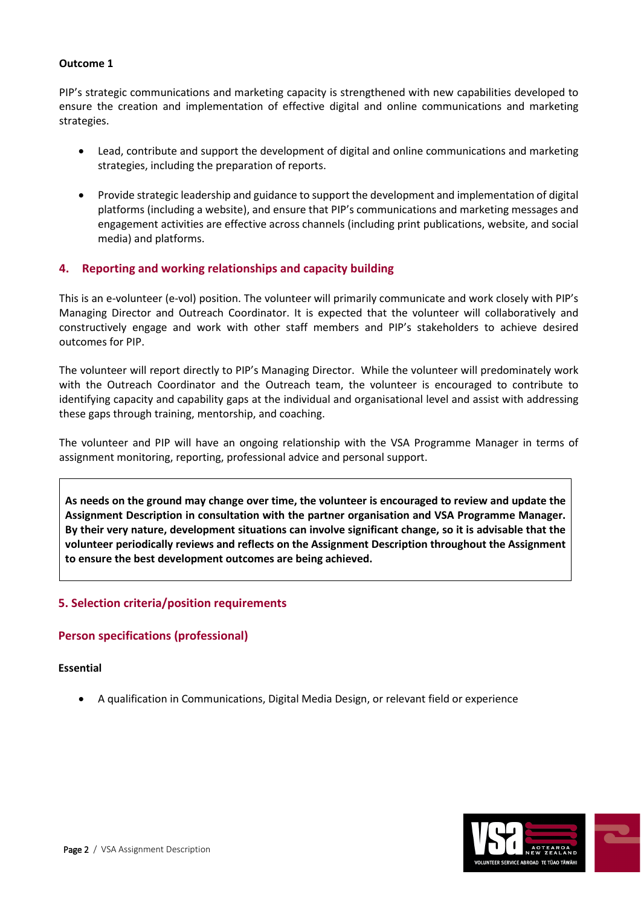**Outcome 1**

PIP's strategic communications and marketing capacity is strengthened with new capabilities developed to ensure the creation and implementation of effective digital and online communications and marketing strategies.

- Lead, contribute and support the development of digital and online communications and marketing strategies, including the preparation of reports.
- Provide strategic leadership and guidance to support the development and implementation of digital platforms (including a website), and ensure that PIP's communications and marketing messages and engagement activities are effective across channels (including print publications, website, and social media) and platforms.

## 4. Reporting and working relationships and capacity building

This is an e-volunteer (e-vol) position. The volunteer will primarily communicate and work closely with PIP's Managing Director and Outreach Coordinator. It is expected that the volunteer will collaboratively and constructively engage and work with other staff members and PIP's stakeholders to achieve desired outcomes for PIP.

The volunteer will report directly to PIP's Managing Director. While the volunteer will predominately work with the Outreach Coordinator and the Outreach team, the volunteer is encouraged to contribute to identifying capacity and capability gaps at the individual and organisational level and assist with addressing these gaps through training, mentorship, and coaching.

The volunteer and PIP will have an ongoing relationship with the VSA Programme Manager in terms of assignment monitoring, reporting, professional advice and personal support.

**As needs on the ground may change over time, the volunteer is encouraged to review and update the Assignment Description in consultation with the partner organisation and VSA Programme Manager. By their very nature, development situations can involve significant change, so it is advisable that the volunteer periodically reviews and reflects on the Assignment Description throughout the Assignment to ensure the best development outcomes are being achieved.**

## 5. Selection criteria/position requirements

### Person specifications (professional)

**Essential**

- A qualification in Communications, Digital Media Design, or relevant field or experience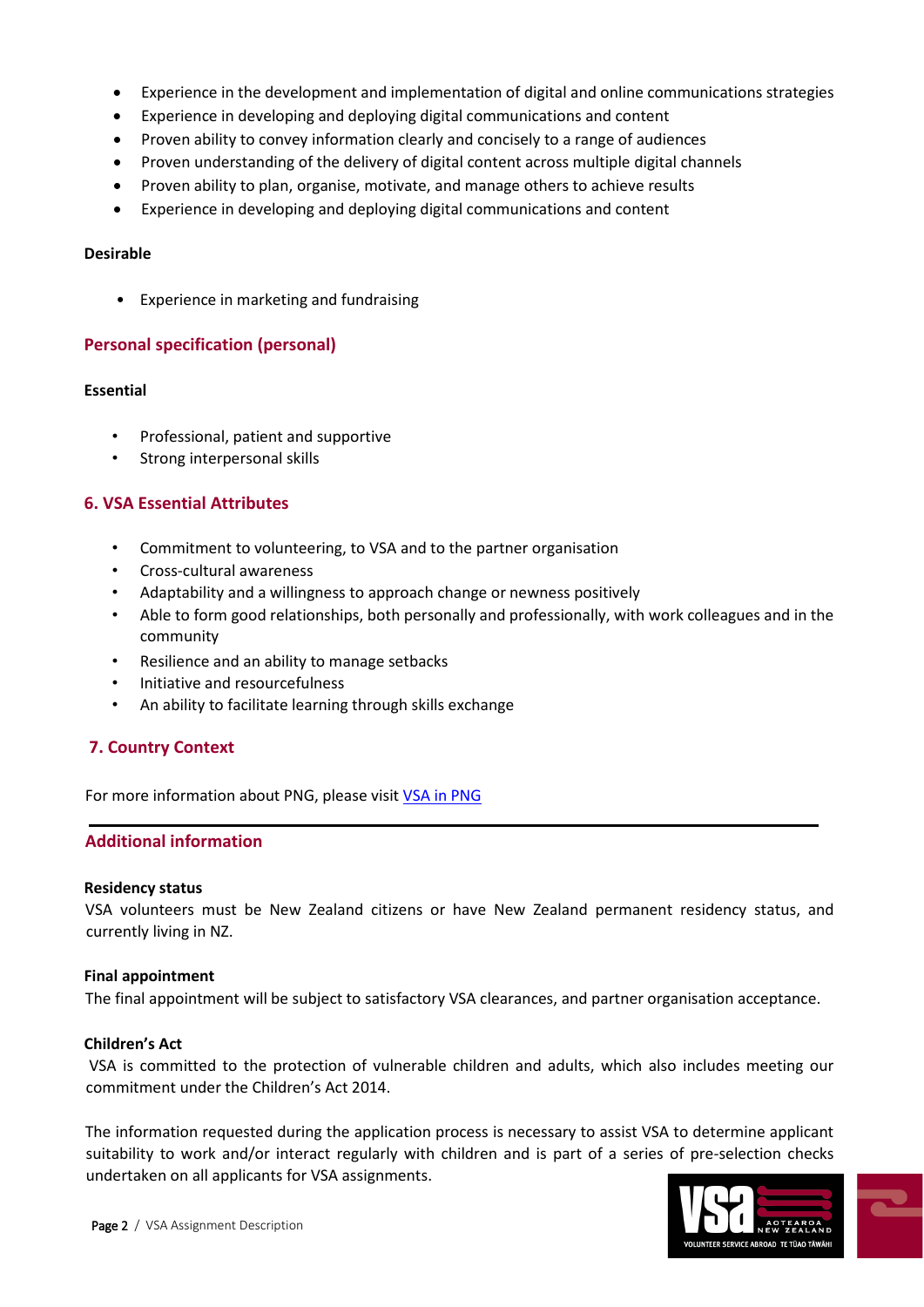- Experience in the development and implementation of digital and online communications strategies
- Experience in developing and deploying digital communications and content
- Proven ability to convey information clearly and concisely to a range of audiences
- Proven understanding of the delivery of digital content across multiple digital channels
- Proven ability to plan, organise, motivate, and manage others to achieve results
- Experience in developing and deploying digital communications and content

**Desirable**

- Experience in marketing and fundraising

## Personal specification (personal)

**Essential**

- Professional, patient and supportive
- Strong interpersonal skills

## 6. VSA Essential Attributes

- Commitment to volunteering, to VSA and to the partner organisation
- Cross-cultural awareness
- Adaptability and a willingness to approach change or newness positively
- Able to form good relationships, both personally and professionally, with work colleagues and in the community
- Resilience and an ability to manage setbacks
- Initiative and resourcefulness
- An ability to facilitate learning through skills exchange

## 7. Country Context

For more information about PNG, please visit VSA in PNG

---

## Additional information

**Residency status**

VSA volunteers must be New Zealand citizens or have New Zealand permanent residency status, and currently living in NZ.

**Final appointment**

The final appointment will be subject to satisfactory VSA clearances, and partner organisation acceptance.

**Children's Act**

VSA is committed to the protection of vulnerable children and adults, which also includes meeting our commitment under the Children's Act 2014.

The information requested during the application process is necessary to assist VSA to determine applicant suitability to work and/or interact regularly with children and is part of a series of pre-selection checks undertaken on all applicants for VSA assignments.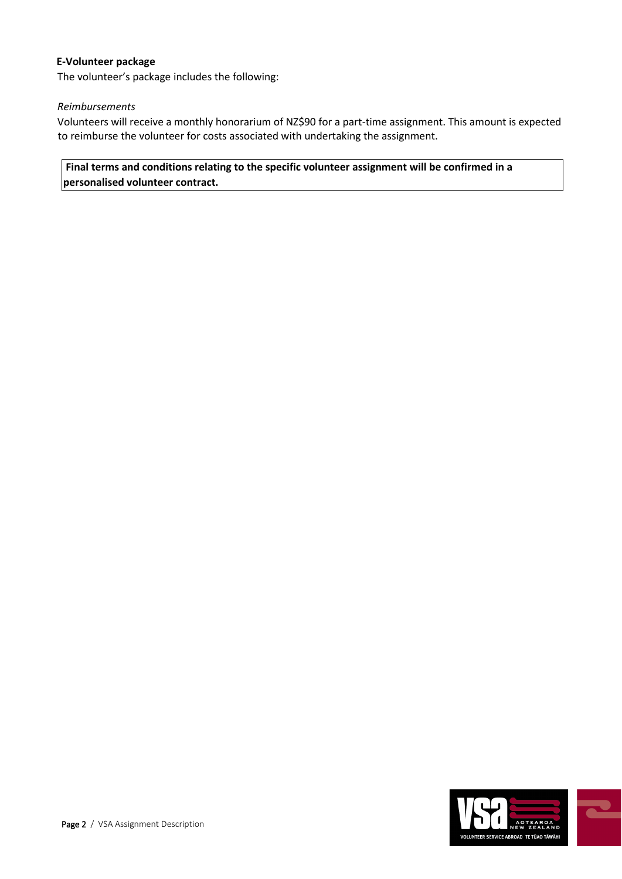**E-Volunteer package**

The volunteer's package includes the following:

*Reimbursements*

Volunteers will receive a monthly honorarium of NZ$90 for a part-time assignment. This amount is expected to reimburse the volunteer for costs associated with undertaking the assignment.

**Final terms and conditions relating to the specific volunteer assignment will be confirmed in a personalised volunteer contract.**